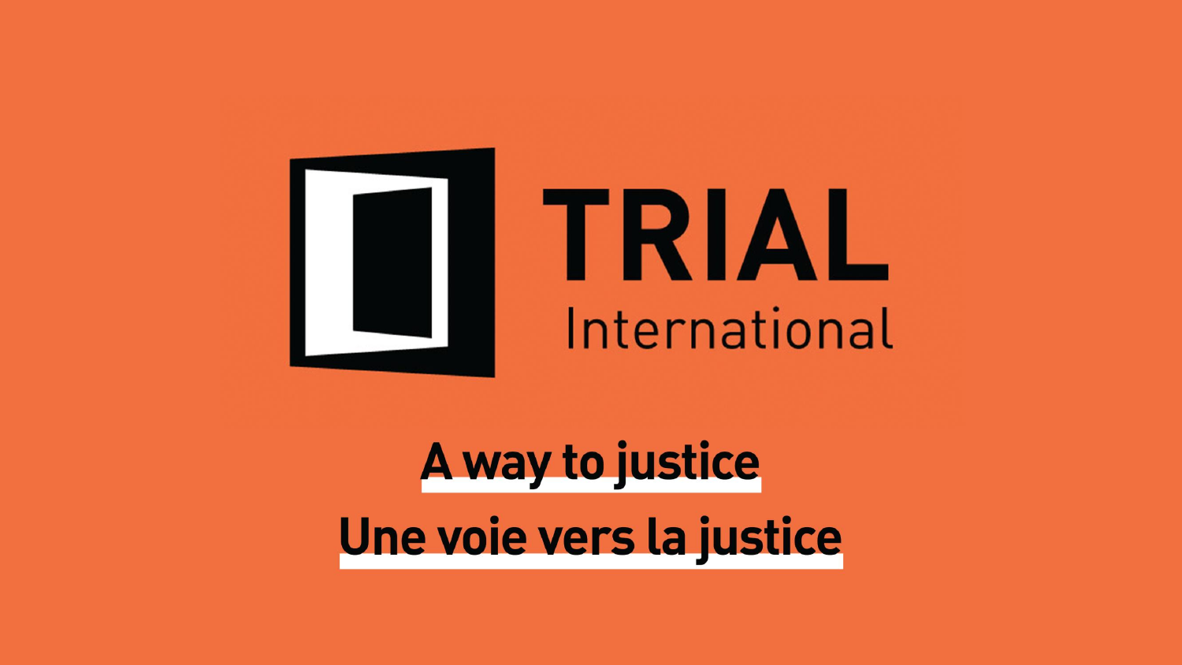# TRIAL International

**A way to justice**

**Une voie vers la justice**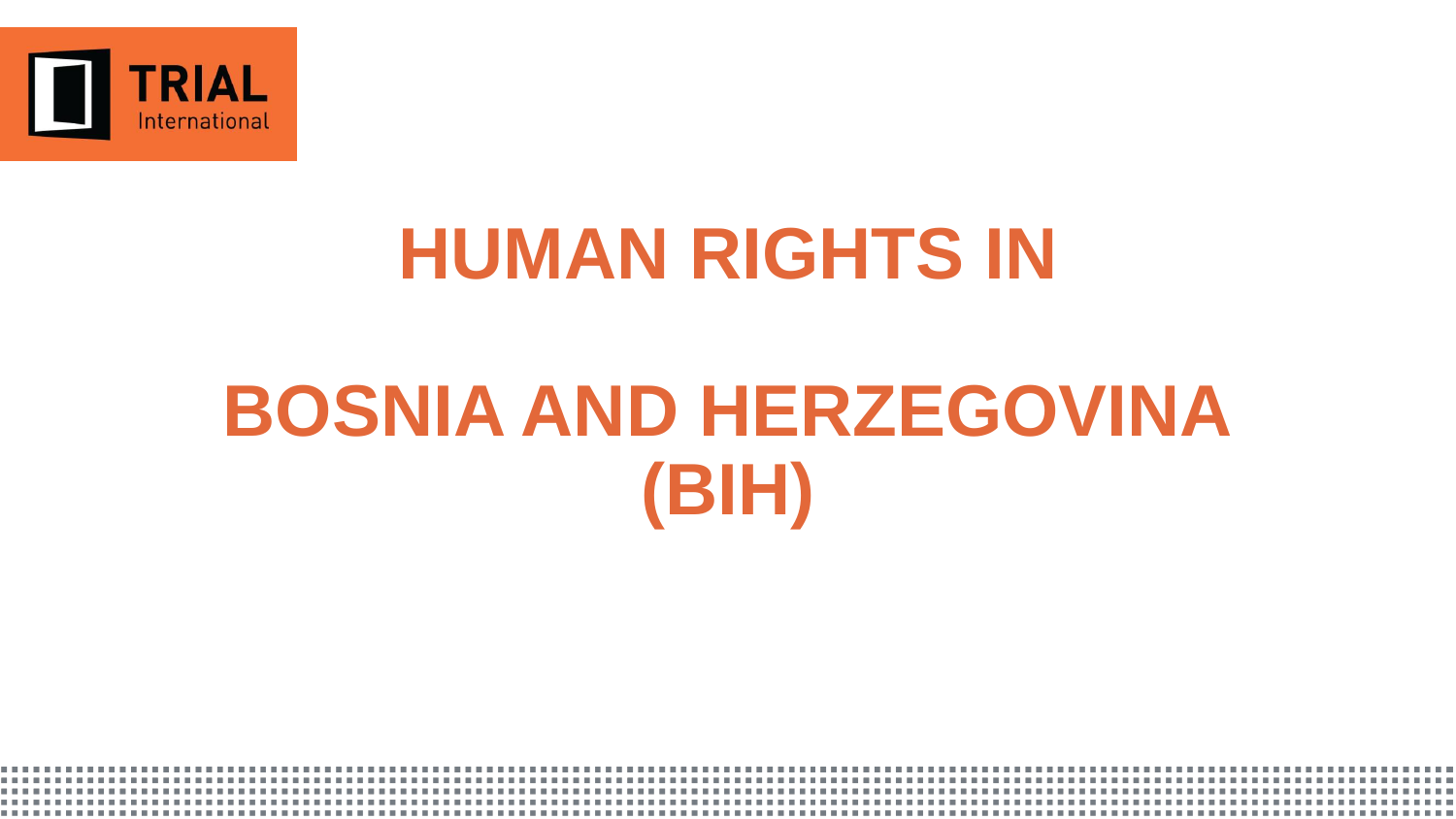# HUMAN RIGHTS IN

# BOSNIA AND HERZEGOVINA (BIH)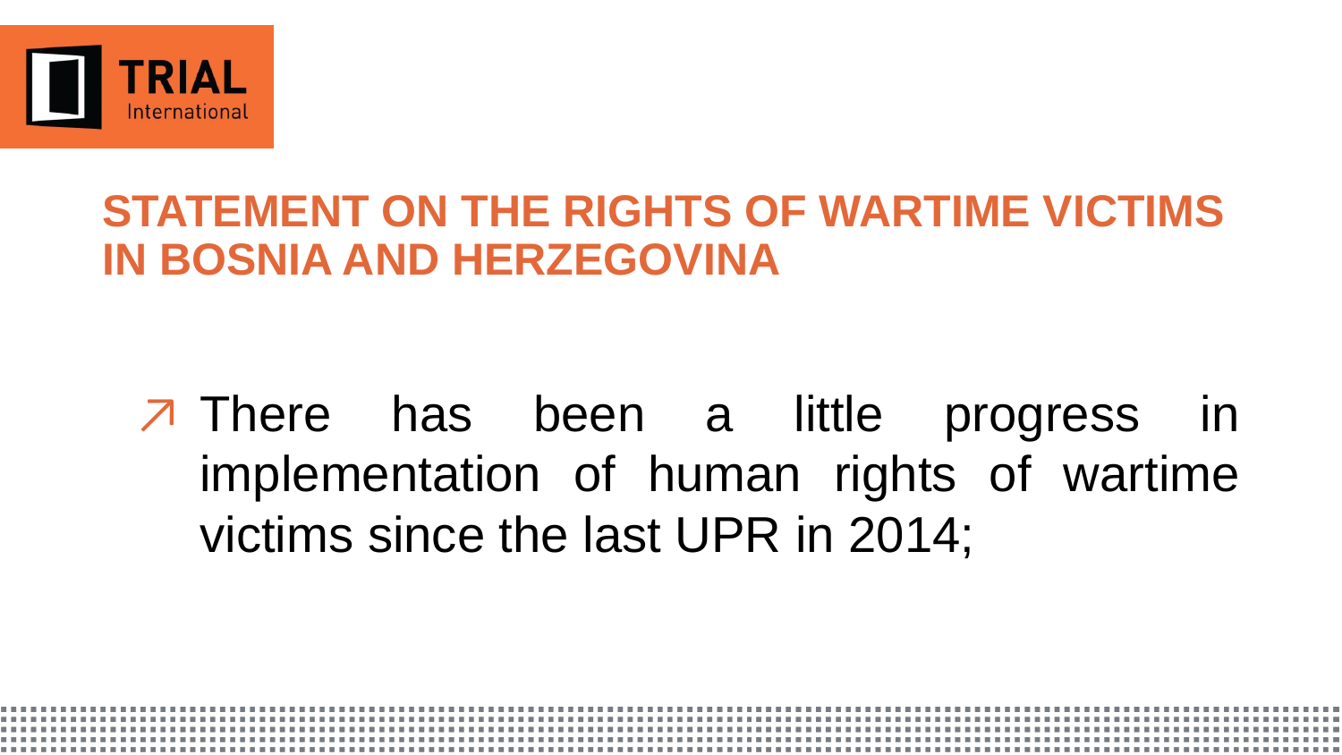# STATEMENT ON THE RIGHTS OF WARTIME VICTIMS IN BOSNIA AND HERZEGOVINA

- There has been a little progress in implementation of human rights of wartime victims since the last UPR in 2014;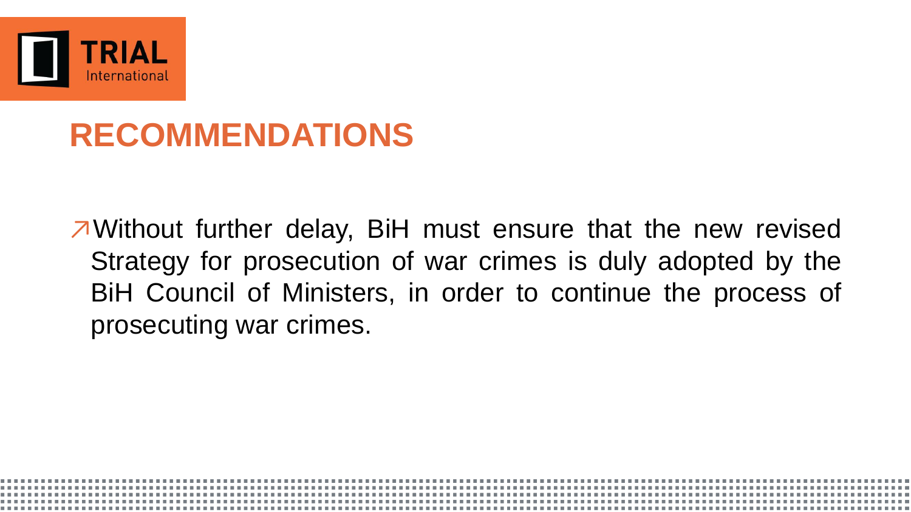# RECOMMENDATIONS

- Without further delay, BiH must ensure that the new revised Strategy for prosecution of war crimes is duly adopted by the BiH Council of Ministers, in order to continue the process of prosecuting war crimes.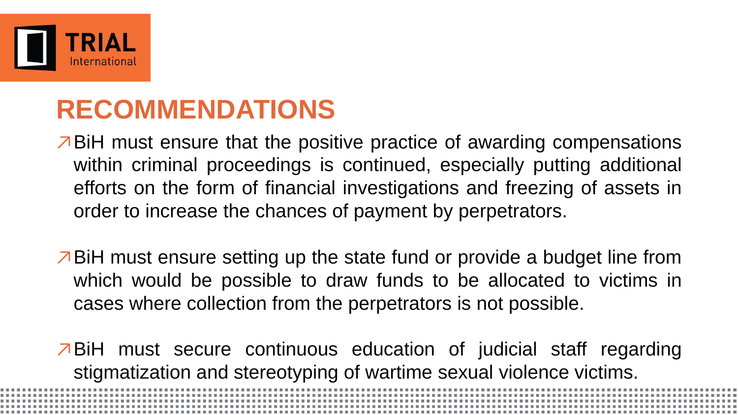# RECOMMENDATIONS

- BiH must ensure that the positive practice of awarding compensations within criminal proceedings is continued, especially putting additional efforts on the form of financial investigations and freezing of assets in order to increase the chances of payment by perpetrators.

- BiH must ensure setting up the state fund or provide a budget line from which would be possible to draw funds to be allocated to victims in cases where collection from the perpetrators is not possible.

- BiH must secure continuous education of judicial staff regarding stigmatization and stereotyping of wartime sexual violence victims.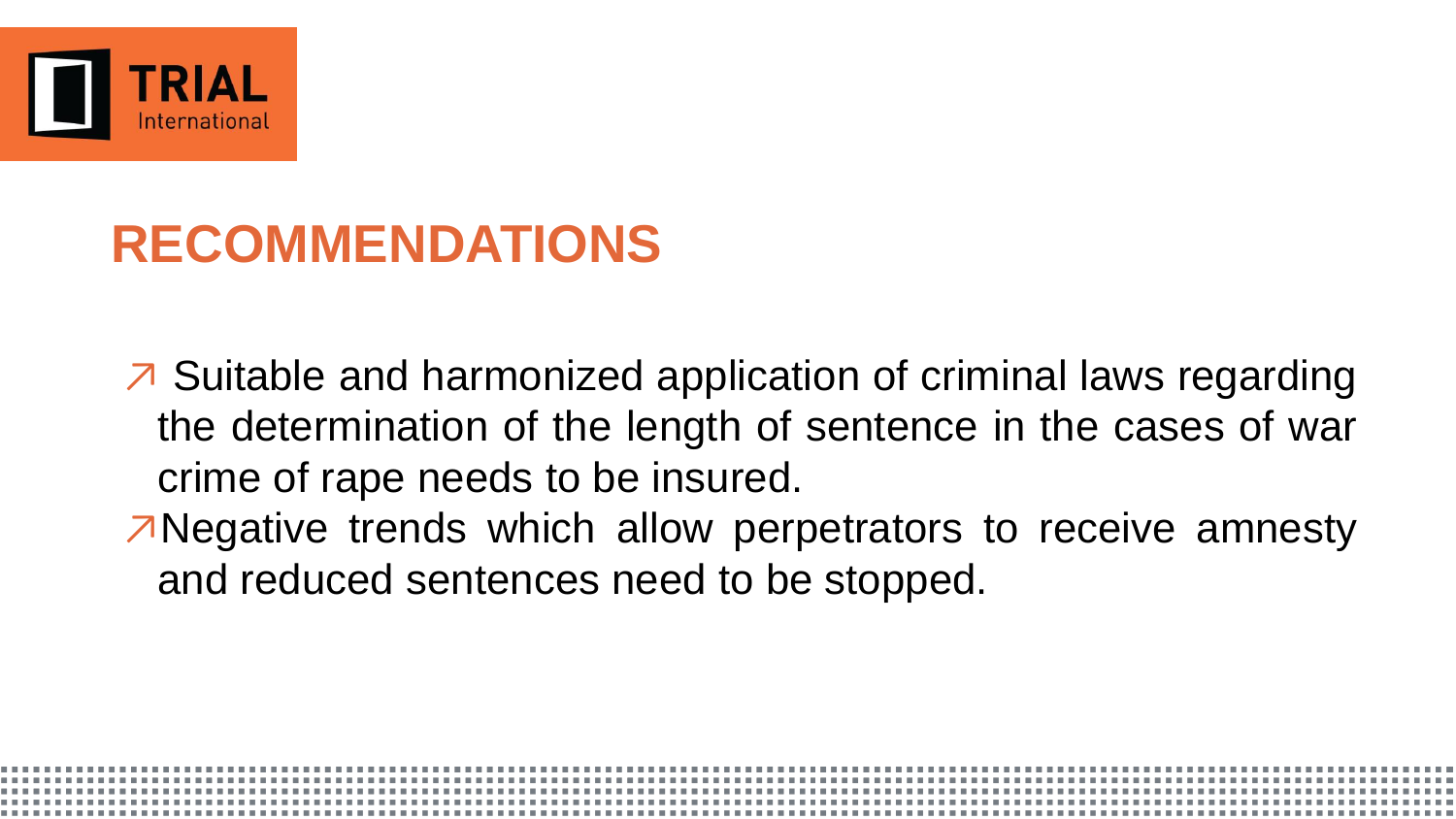# RECOMMENDATIONS

- Suitable and harmonized application of criminal laws regarding the determination of the length of sentence in the cases of war crime of rape needs to be insured.
- Negative trends which allow perpetrators to receive amnesty and reduced sentences need to be stopped.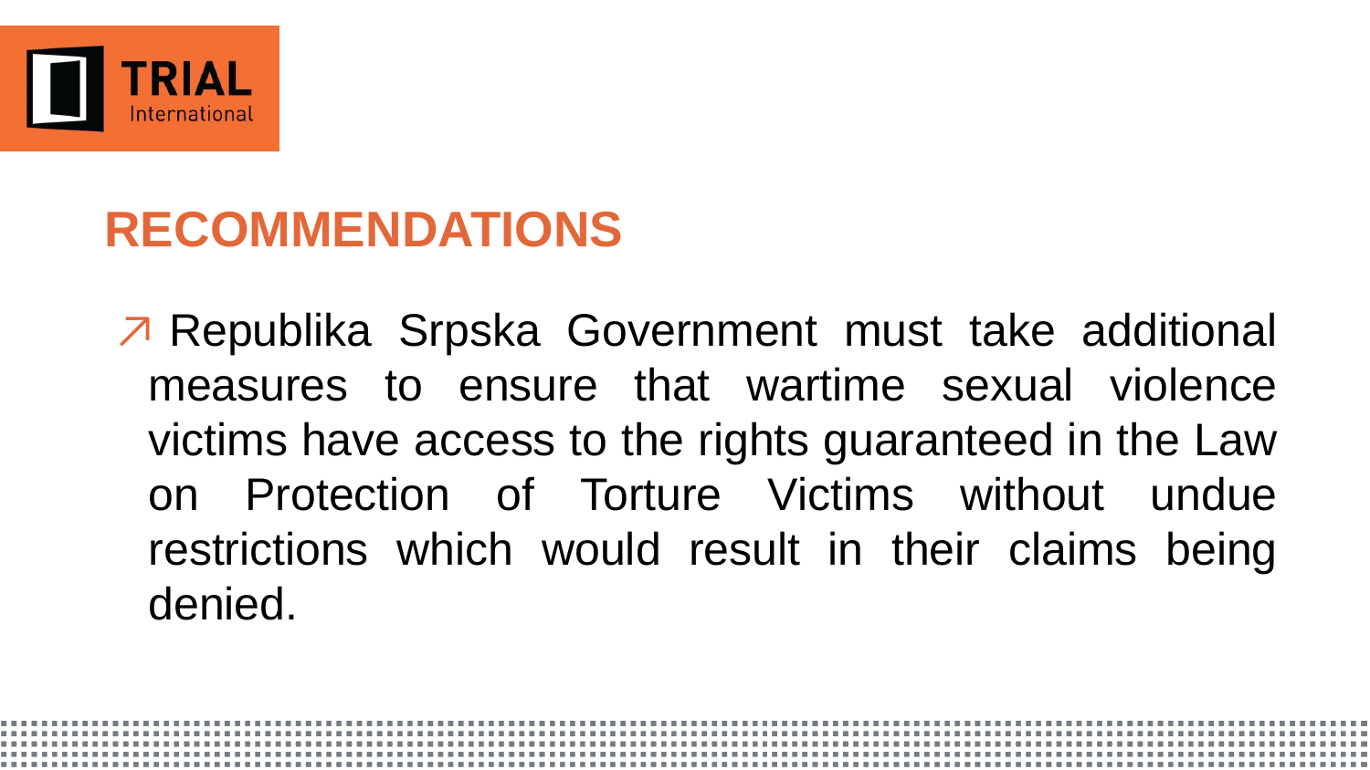## RECOMMENDATIONS

- Republika Srpska Government must take additional measures to ensure that wartime sexual violence victims have access to the rights guaranteed in the Law on Protection of Torture Victims without undue restrictions which would result in their claims being denied.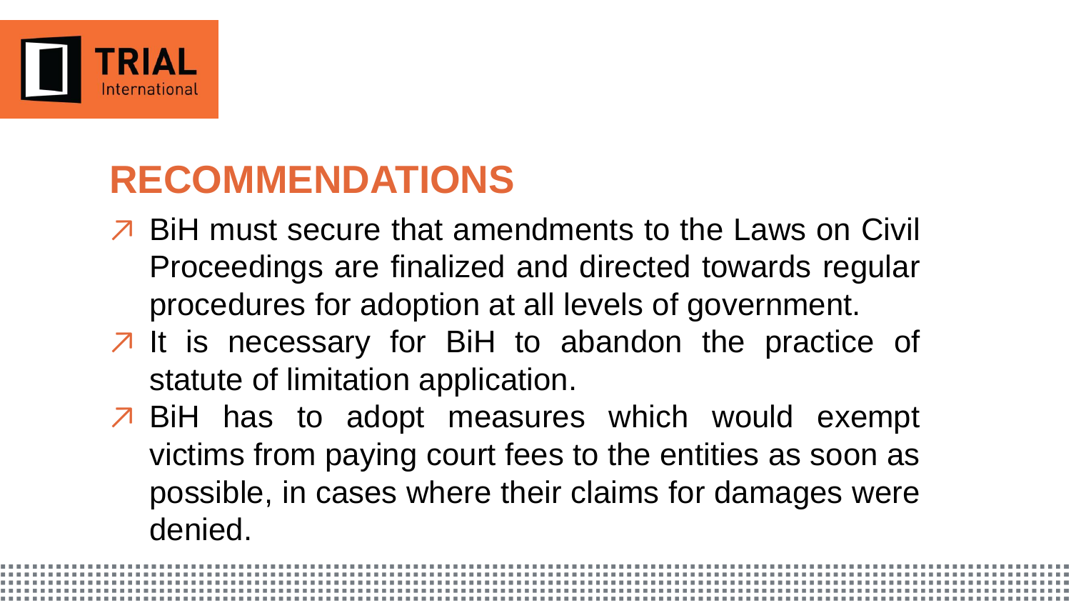# RECOMMENDATIONS

- BiH must secure that amendments to the Laws on Civil Proceedings are finalized and directed towards regular procedures for adoption at all levels of government.
- It is necessary for BiH to abandon the practice of statute of limitation application.
- BiH has to adopt measures which would exempt victims from paying court fees to the entities as soon as possible, in cases where their claims for damages were denied.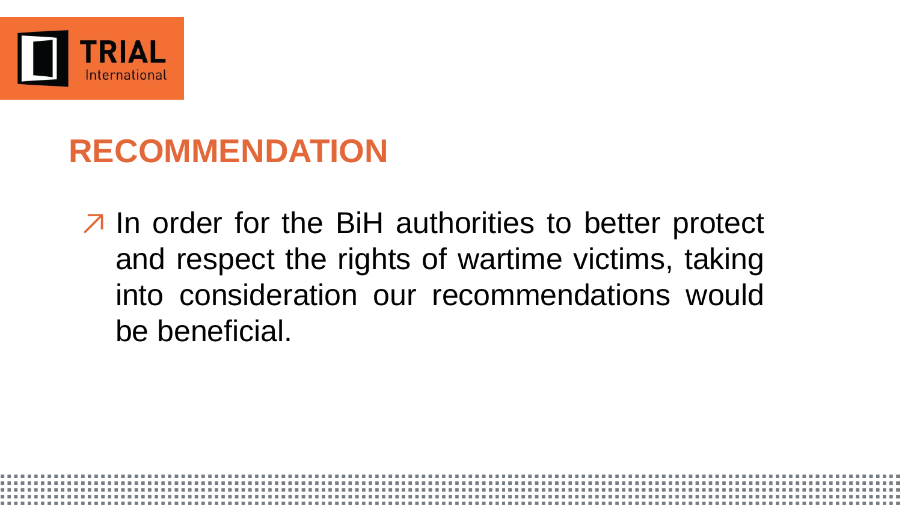## RECOMMENDATION

- In order for the BiH authorities to better protect and respect the rights of wartime victims, taking into consideration our recommendations would be beneficial.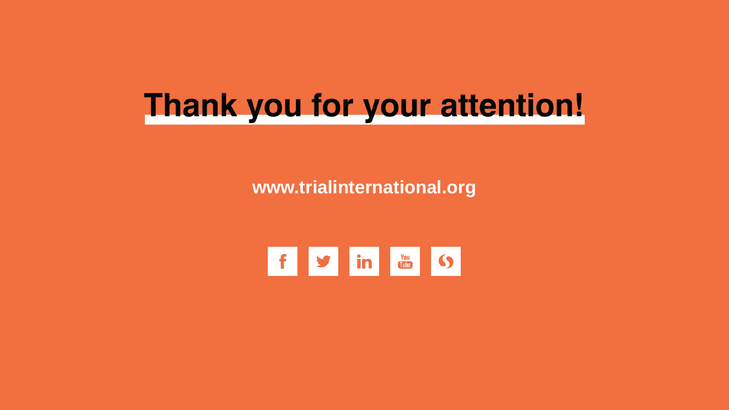# Thank you for your attention!

**www.trialinternational.org**